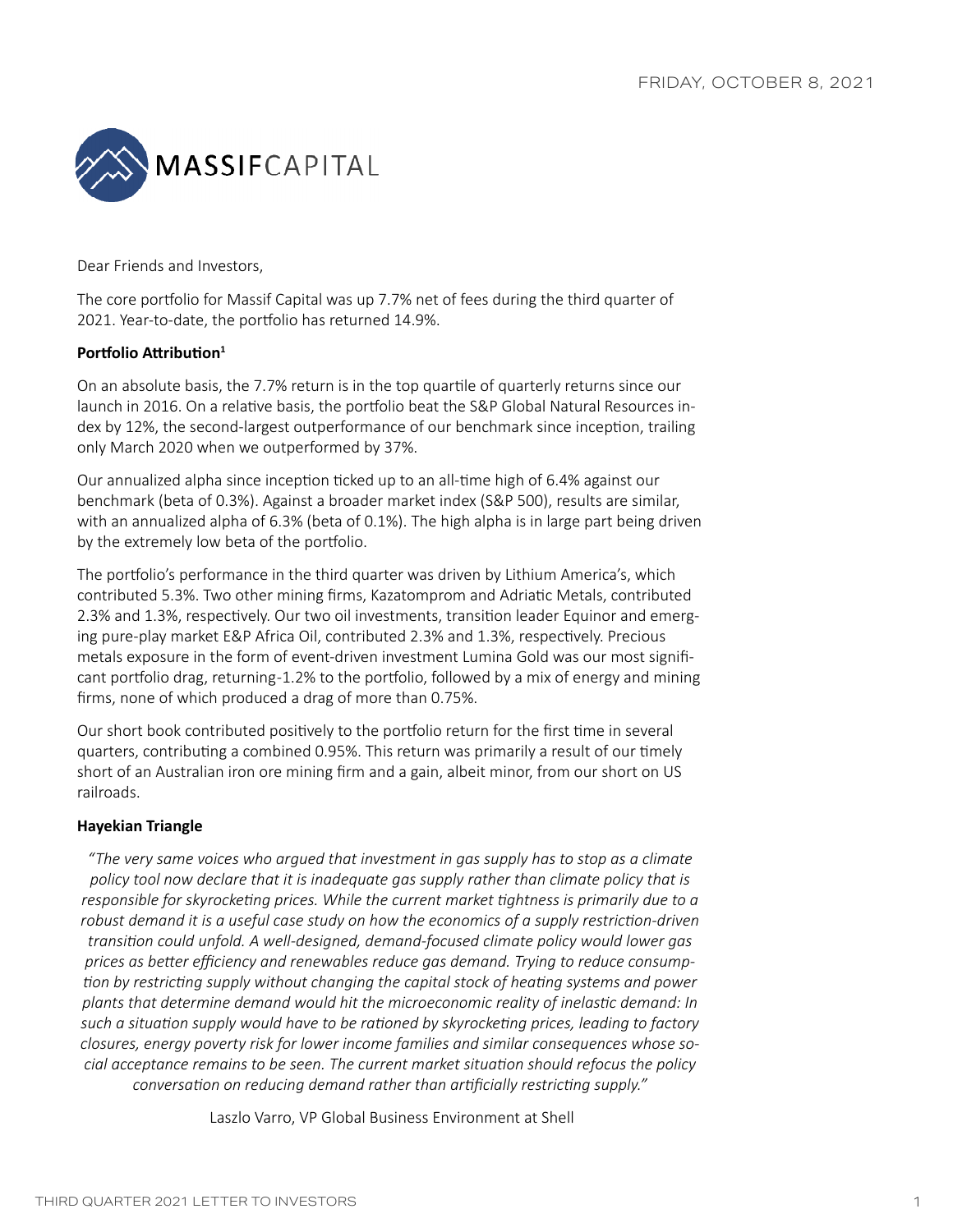FRIDAY, OCTOBER 8, 2021

MASSIFCAPITAL

Dear Friends and Investors,

The core portfolio for Massif Capital was up 7.7% net of fees during the third quarter of 2021. Year-to-date, the portfolio has returned 14.9%.

**Portfolio Attribution[1]**

On an absolute basis, the 7.7% return is in the top quartile of quarterly returns since our launch in 2016. On a relative basis, the portfolio beat the S&P Global Natural Resources index by 12%, the second-largest outperformance of our benchmark since inception, trailing only March 2020 when we outperformed by 37%.

Our annualized alpha since inception ticked up to an all-time high of 6.4% against our benchmark (beta of 0.3%). Against a broader market index (S&P 500), results are similar, with an annualized alpha of 6.3% (beta of 0.1%). The high alpha is in large part being driven by the extremely low beta of the portfolio.

The portfolio's performance in the third quarter was driven by Lithium America's, which contributed 5.3%. Two other mining firms, Kazatomprom and Adriatic Metals, contributed 2.3% and 1.3%, respectively. Our two oil investments, transition leader Equinor and emerging pure-play market E&P Africa Oil, contributed 2.3% and 1.3%, respectively. Precious metals exposure in the form of event-driven investment Lumina Gold was our most significant portfolio drag, returning-1.2% to the portfolio, followed by a mix of energy and mining firms, none of which produced a drag of more than 0.75%.

Our short book contributed positively to the portfolio return for the first time in several quarters, contributing a combined 0.95%. This return was primarily a result of our timely short of an Australian iron ore mining firm and a gain, albeit minor, from our short on US railroads.

**Hayekian Triangle**

*"The very same voices who argued that investment in gas supply has to stop as a climate policy tool now declare that it is inadequate gas supply rather than climate policy that is responsible for skyrocketing prices. While the current market tightness is primarily due to a robust demand it is a useful case study on how the economics of a supply restriction-driven transition could unfold. A well-designed, demand-focused climate policy would lower gas prices as better efficiency and renewables reduce gas demand. Trying to reduce consumption by restricting supply without changing the capital stock of heating systems and power plants that determine demand would hit the microeconomic reality of inelastic demand: In such a situation supply would have to be rationed by skyrocketing prices, leading to factory closures, energy poverty risk for lower income families and similar consequences whose social acceptance remains to be seen. The current market situation should refocus the policy conversation on reducing demand rather than artificially restricting supply."*

Laszlo Varro, VP Global Business Environment at Shell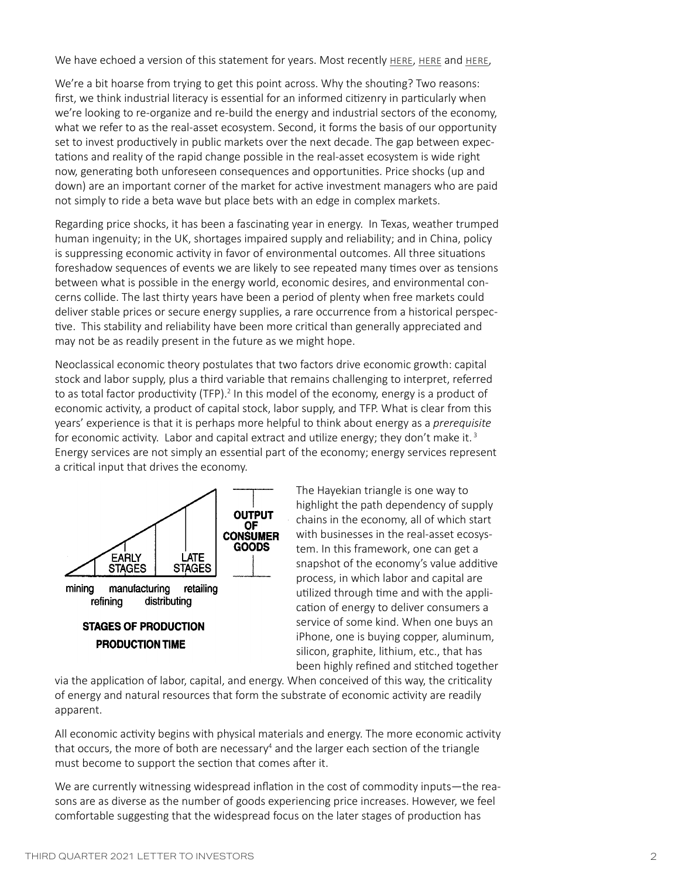We have echoed a version of this statement for years. Most recently HERE, HERE and HERE,

We're a bit hoarse from trying to get this point across. Why the shouting? Two reasons: first, we think industrial literacy is essential for an informed citizenry in particularly when we're looking to re-organize and re-build the energy and industrial sectors of the economy, what we refer to as the real-asset ecosystem. Second, it forms the basis of our opportunity set to invest productively in public markets over the next decade. The gap between expectations and reality of the rapid change possible in the real-asset ecosystem is wide right now, generating both unforeseen consequences and opportunities. Price shocks (up and down) are an important corner of the market for active investment managers who are paid not simply to ride a beta wave but place bets with an edge in complex markets.

Regarding price shocks, it has been a fascinating year in energy. In Texas, weather trumped human ingenuity; in the UK, shortages impaired supply and reliability; and in China, policy is suppressing economic activity in favor of environmental outcomes. All three situations foreshadow sequences of events we are likely to see repeated many times over as tensions between what is possible in the energy world, economic desires, and environmental concerns collide. The last thirty years have been a period of plenty when free markets could deliver stable prices or secure energy supplies, a rare occurrence from a historical perspective. This stability and reliability have been more critical than generally appreciated and may not be as readily present in the future as we might hope.

Neoclassical economic theory postulates that two factors drive economic growth: capital stock and labor supply, plus a third variable that remains challenging to interpret, referred to as total factor productivity (TFP).[2] In this model of the economy, energy is a product of economic activity, a product of capital stock, labor supply, and TFP. What is clear from this years' experience is that it is perhaps more helpful to think about energy as a *prerequisite* for economic activity. Labor and capital extract and utilize energy; they don't make it.[3] Energy services are not simply an essential part of the economy; energy services represent a critical input that drives the economy.

EARLY STAGES | LATE STAGES | OUTPUT OF CONSUMER GOODS

mining | refining | manufacturing | distributing | retailing

**STAGES OF PRODUCTION**

**PRODUCTION TIME**

The Hayekian triangle is one way to highlight the path dependency of supply chains in the economy, all of which start with businesses in the real-asset ecosystem. In this framework, one can get a snapshot of the economy's value additive process, in which labor and capital are utilized through time and with the application of energy to deliver consumers a service of some kind. When one buys an iPhone, one is buying copper, aluminum, silicon, graphite, lithium, etc., that has been highly refined and stitched together via the application of labor, capital, and energy. When conceived of this way, the criticality of energy and natural resources that form the substrate of economic activity are readily apparent.

All economic activity begins with physical materials and energy. The more economic activity that occurs, the more of both are necessary[4] and the larger each section of the triangle must become to support the section that comes after it.

We are currently witnessing widespread inflation in the cost of commodity inputs—the reasons are as diverse as the number of goods experiencing price increases. However, we feel comfortable suggesting that the widespread focus on the later stages of production has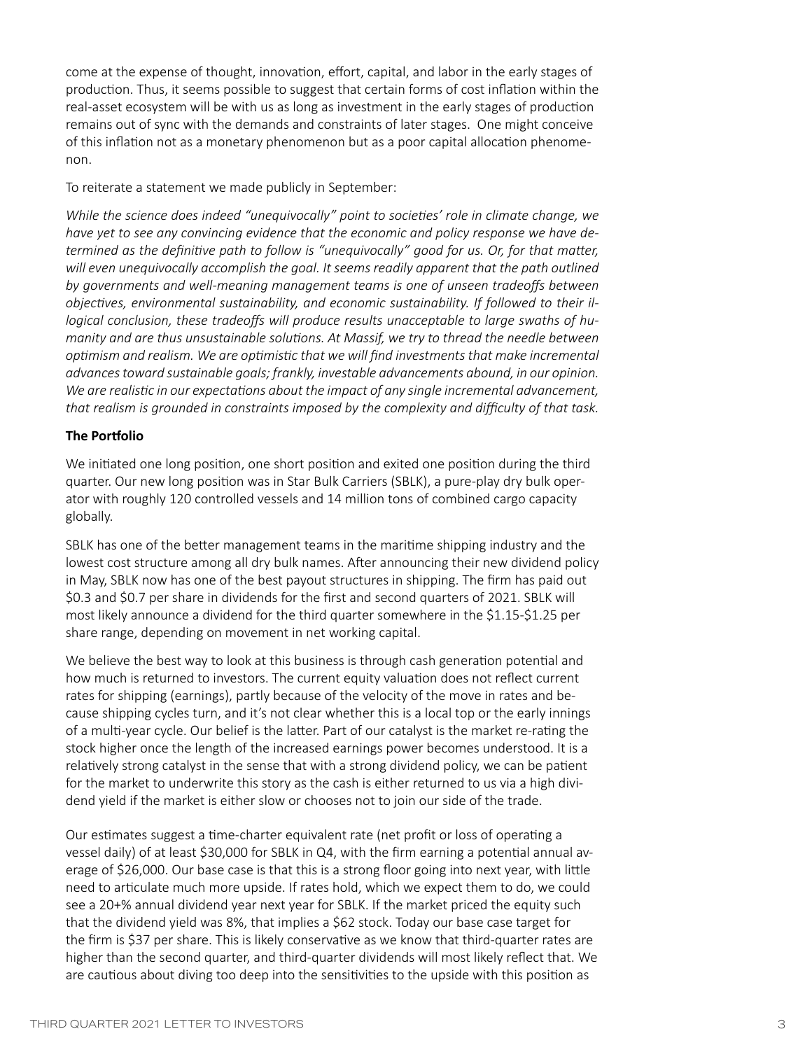come at the expense of thought, innovation, effort, capital, and labor in the early stages of production. Thus, it seems possible to suggest that certain forms of cost inflation within the real-asset ecosystem will be with us as long as investment in the early stages of production remains out of sync with the demands and constraints of later stages. One might conceive of this inflation not as a monetary phenomenon but as a poor capital allocation phenomenon.

To reiterate a statement we made publicly in September:

*While the science does indeed "unequivocally" point to societies' role in climate change, we have yet to see any convincing evidence that the economic and policy response we have determined as the definitive path to follow is "unequivocally" good for us. Or, for that matter, will even unequivocally accomplish the goal. It seems readily apparent that the path outlined by governments and well-meaning management teams is one of unseen tradeoffs between objectives, environmental sustainability, and economic sustainability. If followed to their illogical conclusion, these tradeoffs will produce results unacceptable to large swaths of humanity and are thus unsustainable solutions. At Massif, we try to thread the needle between optimism and realism. We are optimistic that we will find investments that make incremental advances toward sustainable goals; frankly, investable advancements abound, in our opinion. We are realistic in our expectations about the impact of any single incremental advancement, that realism is grounded in constraints imposed by the complexity and difficulty of that task.*

**The Portfolio**

We initiated one long position, one short position and exited one position during the third quarter. Our new long position was in Star Bulk Carriers (SBLK), a pure-play dry bulk operator with roughly 120 controlled vessels and 14 million tons of combined cargo capacity globally.

SBLK has one of the better management teams in the maritime shipping industry and the lowest cost structure among all dry bulk names. After announcing their new dividend policy in May, SBLK now has one of the best payout structures in shipping. The firm has paid out $0.3 and $0.7 per share in dividends for the first and second quarters of 2021. SBLK will most likely announce a dividend for the third quarter somewhere in the $1.15-$1.25 per share range, depending on movement in net working capital.

We believe the best way to look at this business is through cash generation potential and how much is returned to investors. The current equity valuation does not reflect current rates for shipping (earnings), partly because of the velocity of the move in rates and because shipping cycles turn, and it's not clear whether this is a local top or the early innings of a multi-year cycle. Our belief is the latter. Part of our catalyst is the market re-rating the stock higher once the length of the increased earnings power becomes understood. It is a relatively strong catalyst in the sense that with a strong dividend policy, we can be patient for the market to underwrite this story as the cash is either returned to us via a high dividend yield if the market is either slow or chooses not to join our side of the trade.

Our estimates suggest a time-charter equivalent rate (net profit or loss of operating a vessel daily) of at least $30,000 for SBLK in Q4, with the firm earning a potential annual average of $26,000. Our base case is that this is a strong floor going into next year, with little need to articulate much more upside. If rates hold, which we expect them to do, we could see a 20+% annual dividend year next year for SBLK. If the market priced the equity such that the dividend yield was 8%, that implies a $62 stock. Today our base case target for the firm is $37 per share. This is likely conservative as we know that third-quarter rates are higher than the second quarter, and third-quarter dividends will most likely reflect that. We are cautious about diving too deep into the sensitivities to the upside with this position as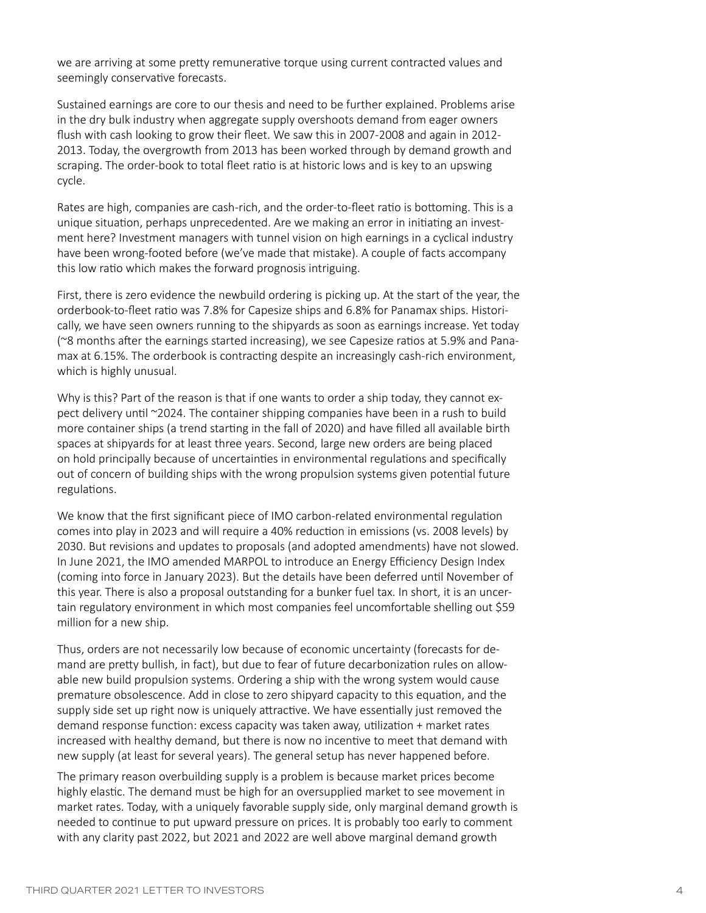we are arriving at some pretty remunerative torque using current contracted values and seemingly conservative forecasts.

Sustained earnings are core to our thesis and need to be further explained. Problems arise in the dry bulk industry when aggregate supply overshoots demand from eager owners flush with cash looking to grow their fleet. We saw this in 2007-2008 and again in 2012-2013. Today, the overgrowth from 2013 has been worked through by demand growth and scraping. The order-book to total fleet ratio is at historic lows and is key to an upswing cycle.

Rates are high, companies are cash-rich, and the order-to-fleet ratio is bottoming. This is a unique situation, perhaps unprecedented. Are we making an error in initiating an investment here? Investment managers with tunnel vision on high earnings in a cyclical industry have been wrong-footed before (we've made that mistake). A couple of facts accompany this low ratio which makes the forward prognosis intriguing.

First, there is zero evidence the newbuild ordering is picking up. At the start of the year, the orderbook-to-fleet ratio was 7.8% for Capesize ships and 6.8% for Panamax ships. Historically, we have seen owners running to the shipyards as soon as earnings increase. Yet today (~8 months after the earnings started increasing), we see Capesize ratios at 5.9% and Panamax at 6.15%. The orderbook is contracting despite an increasingly cash-rich environment, which is highly unusual.

Why is this? Part of the reason is that if one wants to order a ship today, they cannot expect delivery until ~2024. The container shipping companies have been in a rush to build more container ships (a trend starting in the fall of 2020) and have filled all available birth spaces at shipyards for at least three years. Second, large new orders are being placed on hold principally because of uncertainties in environmental regulations and specifically out of concern of building ships with the wrong propulsion systems given potential future regulations.

We know that the first significant piece of IMO carbon-related environmental regulation comes into play in 2023 and will require a 40% reduction in emissions (vs. 2008 levels) by 2030. But revisions and updates to proposals (and adopted amendments) have not slowed. In June 2021, the IMO amended MARPOL to introduce an Energy Efficiency Design Index (coming into force in January 2023). But the details have been deferred until November of this year. There is also a proposal outstanding for a bunker fuel tax. In short, it is an uncertain regulatory environment in which most companies feel uncomfortable shelling out $59 million for a new ship.

Thus, orders are not necessarily low because of economic uncertainty (forecasts for demand are pretty bullish, in fact), but due to fear of future decarbonization rules on allowable new build propulsion systems. Ordering a ship with the wrong system would cause premature obsolescence. Add in close to zero shipyard capacity to this equation, and the supply side set up right now is uniquely attractive. We have essentially just removed the demand response function: excess capacity was taken away, utilization + market rates increased with healthy demand, but there is now no incentive to meet that demand with new supply (at least for several years). The general setup has never happened before.

The primary reason overbuilding supply is a problem is because market prices become highly elastic. The demand must be high for an oversupplied market to see movement in market rates. Today, with a uniquely favorable supply side, only marginal demand growth is needed to continue to put upward pressure on prices. It is probably too early to comment with any clarity past 2022, but 2021 and 2022 are well above marginal demand growth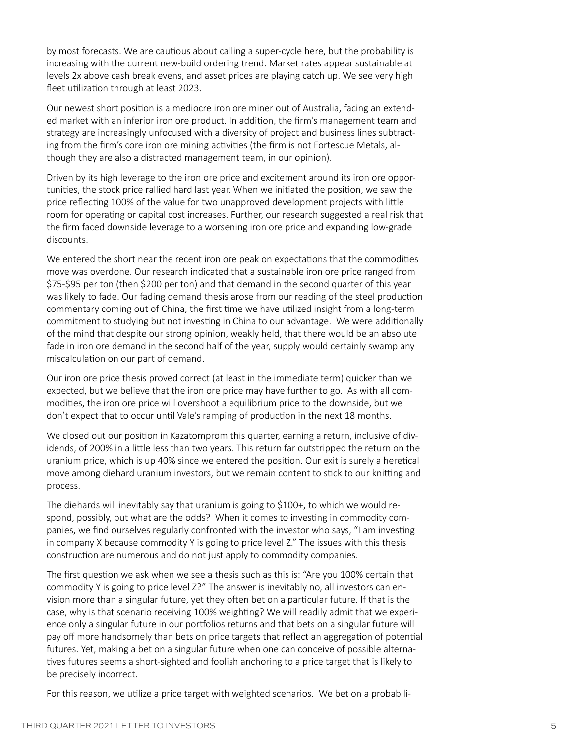by most forecasts. We are cautious about calling a super-cycle here, but the probability is increasing with the current new-build ordering trend. Market rates appear sustainable at levels 2x above cash break evens, and asset prices are playing catch up. We see very high fleet utilization through at least 2023.

Our newest short position is a mediocre iron ore miner out of Australia, facing an extended market with an inferior iron ore product. In addition, the firm's management team and strategy are increasingly unfocused with a diversity of project and business lines subtracting from the firm's core iron ore mining activities (the firm is not Fortescue Metals, although they are also a distracted management team, in our opinion).

Driven by its high leverage to the iron ore price and excitement around its iron ore opportunities, the stock price rallied hard last year. When we initiated the position, we saw the price reflecting 100% of the value for two unapproved development projects with little room for operating or capital cost increases. Further, our research suggested a real risk that the firm faced downside leverage to a worsening iron ore price and expanding low-grade discounts.

We entered the short near the recent iron ore peak on expectations that the commodities move was overdone. Our research indicated that a sustainable iron ore price ranged from $75-$95 per ton (then $200 per ton) and that demand in the second quarter of this year was likely to fade. Our fading demand thesis arose from our reading of the steel production commentary coming out of China, the first time we have utilized insight from a long-term commitment to studying but not investing in China to our advantage. We were additionally of the mind that despite our strong opinion, weakly held, that there would be an absolute fade in iron ore demand in the second half of the year, supply would certainly swamp any miscalculation on our part of demand.

Our iron ore price thesis proved correct (at least in the immediate term) quicker than we expected, but we believe that the iron ore price may have further to go. As with all commodities, the iron ore price will overshoot a equilibrium price to the downside, but we don't expect that to occur until Vale's ramping of production in the next 18 months.

We closed out our position in Kazatomprom this quarter, earning a return, inclusive of dividends, of 200% in a little less than two years. This return far outstripped the return on the uranium price, which is up 40% since we entered the position. Our exit is surely a heretical move among diehard uranium investors, but we remain content to stick to our knitting and process.

The diehards will inevitably say that uranium is going to $100+, to which we would respond, possibly, but what are the odds? When it comes to investing in commodity companies, we find ourselves regularly confronted with the investor who says, "I am investing in company X because commodity Y is going to price level Z." The issues with this thesis construction are numerous and do not just apply to commodity companies.

The first question we ask when we see a thesis such as this is: "Are you 100% certain that commodity Y is going to price level Z?" The answer is inevitably no, all investors can envision more than a singular future, yet they often bet on a particular future. If that is the case, why is that scenario receiving 100% weighting? We will readily admit that we experience only a singular future in our portfolios returns and that bets on a singular future will pay off more handsomely than bets on price targets that reflect an aggregation of potential futures. Yet, making a bet on a singular future when one can conceive of possible alternatives futures seems a short-sighted and foolish anchoring to a price target that is likely to be precisely incorrect.

For this reason, we utilize a price target with weighted scenarios. We bet on a probabili-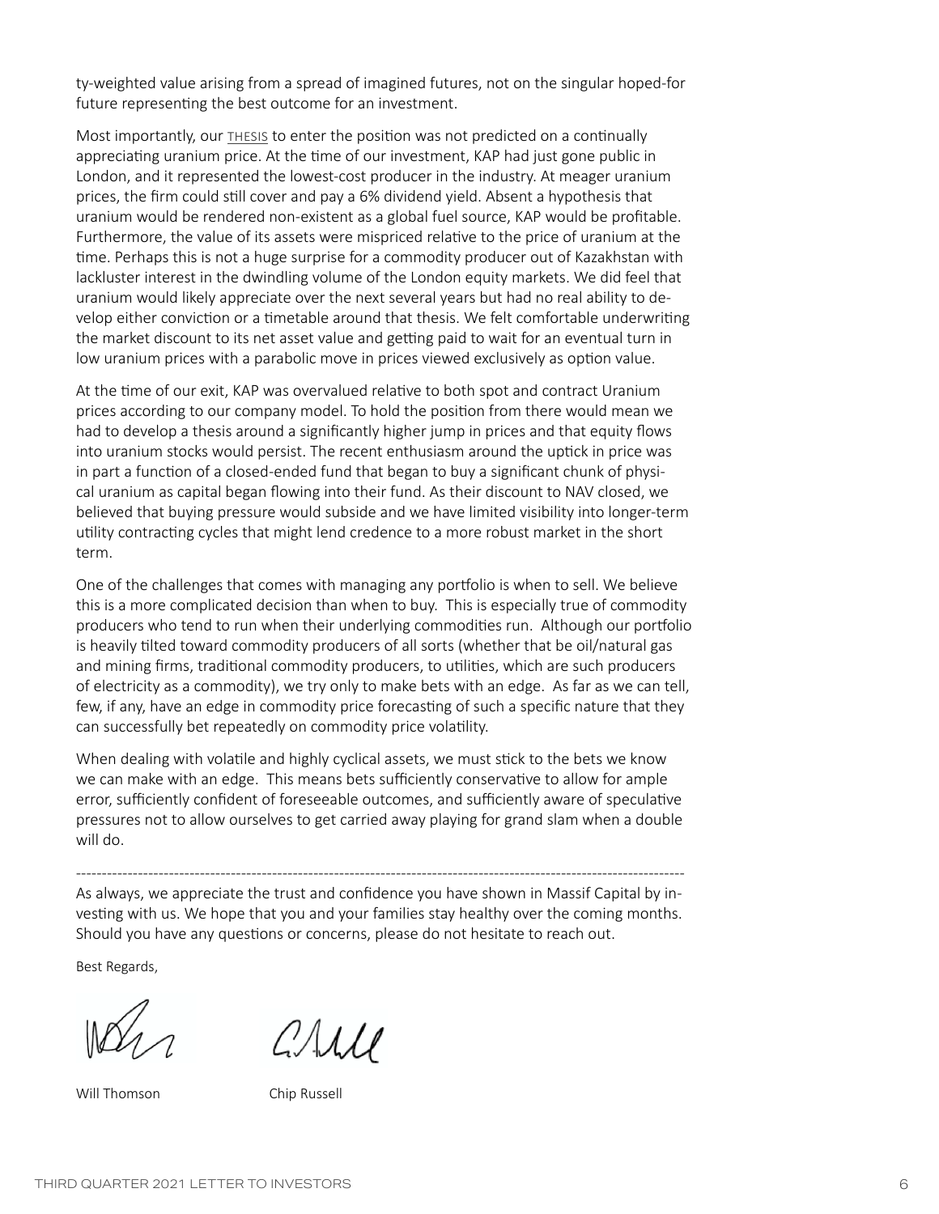ty-weighted value arising from a spread of imagined futures, not on the singular hoped-for future representing the best outcome for an investment.

Most importantly, our THESIS to enter the position was not predicted on a continually appreciating uranium price. At the time of our investment, KAP had just gone public in London, and it represented the lowest-cost producer in the industry. At meager uranium prices, the firm could still cover and pay a 6% dividend yield. Absent a hypothesis that uranium would be rendered non-existent as a global fuel source, KAP would be profitable. Furthermore, the value of its assets were mispriced relative to the price of uranium at the time. Perhaps this is not a huge surprise for a commodity producer out of Kazakhstan with lackluster interest in the dwindling volume of the London equity markets. We did feel that uranium would likely appreciate over the next several years but had no real ability to develop either conviction or a timetable around that thesis. We felt comfortable underwriting the market discount to its net asset value and getting paid to wait for an eventual turn in low uranium prices with a parabolic move in prices viewed exclusively as option value.

At the time of our exit, KAP was overvalued relative to both spot and contract Uranium prices according to our company model. To hold the position from there would mean we had to develop a thesis around a significantly higher jump in prices and that equity flows into uranium stocks would persist. The recent enthusiasm around the uptick in price was in part a function of a closed-ended fund that began to buy a significant chunk of physical uranium as capital began flowing into their fund. As their discount to NAV closed, we believed that buying pressure would subside and we have limited visibility into longer-term utility contracting cycles that might lend credence to a more robust market in the short term.

One of the challenges that comes with managing any portfolio is when to sell. We believe this is a more complicated decision than when to buy. This is especially true of commodity producers who tend to run when their underlying commodities run. Although our portfolio is heavily tilted toward commodity producers of all sorts (whether that be oil/natural gas and mining firms, traditional commodity producers, to utilities, which are such producers of electricity as a commodity), we try only to make bets with an edge. As far as we can tell, few, if any, have an edge in commodity price forecasting of such a specific nature that they can successfully bet repeatedly on commodity price volatility.

When dealing with volatile and highly cyclical assets, we must stick to the bets we know we can make with an edge. This means bets sufficiently conservative to allow for ample error, sufficiently confident of foreseeable outcomes, and sufficiently aware of speculative pressures not to allow ourselves to get carried away playing for grand slam when a double will do.

---

As always, we appreciate the trust and confidence you have shown in Massif Capital by investing with us. We hope that you and your families stay healthy over the coming months. Should you have any questions or concerns, please do not hesitate to reach out.

Best Regards,

Will Thomson          Chip Russell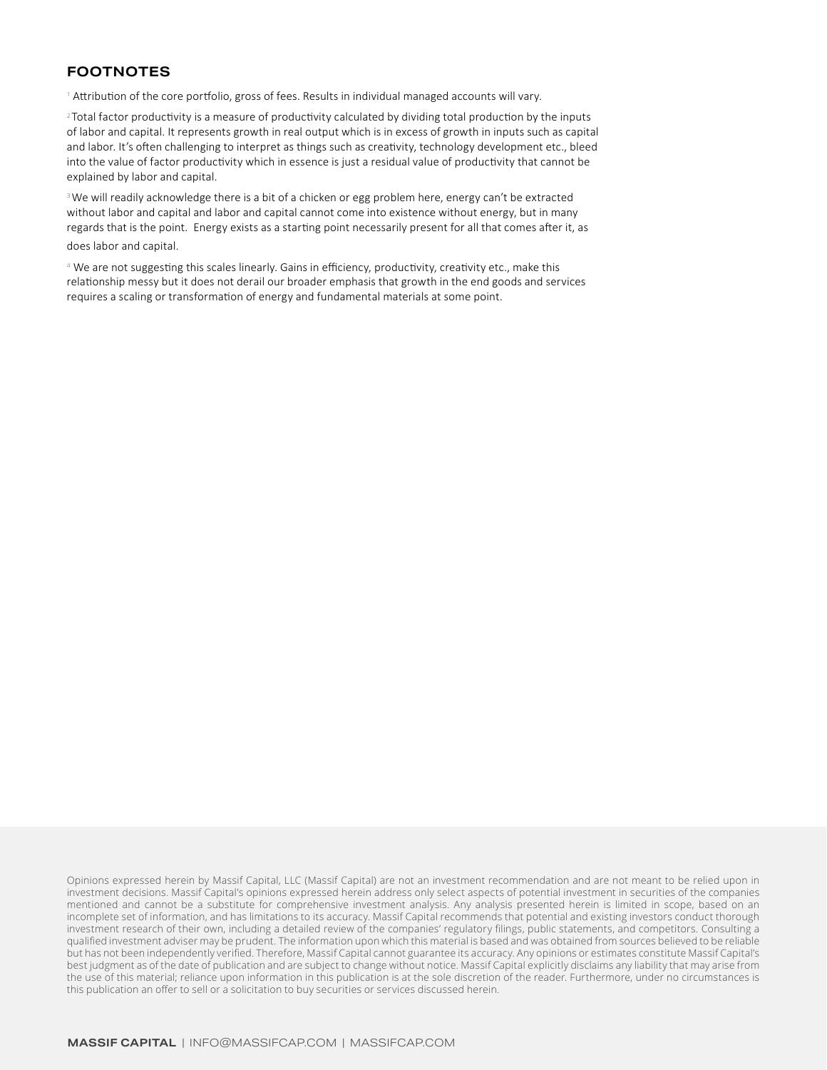## FOOTNOTES

[1] Attribution of the core portfolio, gross of fees. Results in individual managed accounts will vary.

[2] Total factor productivity is a measure of productivity calculated by dividing total production by the inputs of labor and capital. It represents growth in real output which is in excess of growth in inputs such as capital and labor. It's often challenging to interpret as things such as creativity, technology development etc., bleed into the value of factor productivity which in essence is just a residual value of productivity that cannot be explained by labor and capital.

[3] We will readily acknowledge there is a bit of a chicken or egg problem here, energy can't be extracted without labor and capital and labor and capital cannot come into existence without energy, but in many regards that is the point. Energy exists as a starting point necessarily present for all that comes after it, as does labor and capital.

[4] We are not suggesting this scales linearly. Gains in efficiency, productivity, creativity etc., make this relationship messy but it does not derail our broader emphasis that growth in the end goods and services requires a scaling or transformation of energy and fundamental materials at some point.

Opinions expressed herein by Massif Capital, LLC (Massif Capital) are not an investment recommendation and are not meant to be relied upon in investment decisions. Massif Capital's opinions expressed herein address only select aspects of potential investment in securities of the companies mentioned and cannot be a substitute for comprehensive investment analysis. Any analysis presented herein is limited in scope, based on an incomplete set of information, and has limitations to its accuracy. Massif Capital recommends that potential and existing investors conduct thorough investment research of their own, including a detailed review of the companies' regulatory filings, public statements, and competitors. Consulting a qualified investment adviser may be prudent. The information upon which this material is based and was obtained from sources believed to be reliable but has not been independently verified. Therefore, Massif Capital cannot guarantee its accuracy. Any opinions or estimates constitute Massif Capital's best judgment as of the date of publication and are subject to change without notice. Massif Capital explicitly disclaims any liability that may arise from the use of this material; reliance upon information in this publication is at the sole discretion of the reader. Furthermore, under no circumstances is this publication an offer to sell or a solicitation to buy securities or services discussed herein.

**MASSIF CAPITAL** | INFO@MASSIFCAP.COM | MASSIFCAP.COM